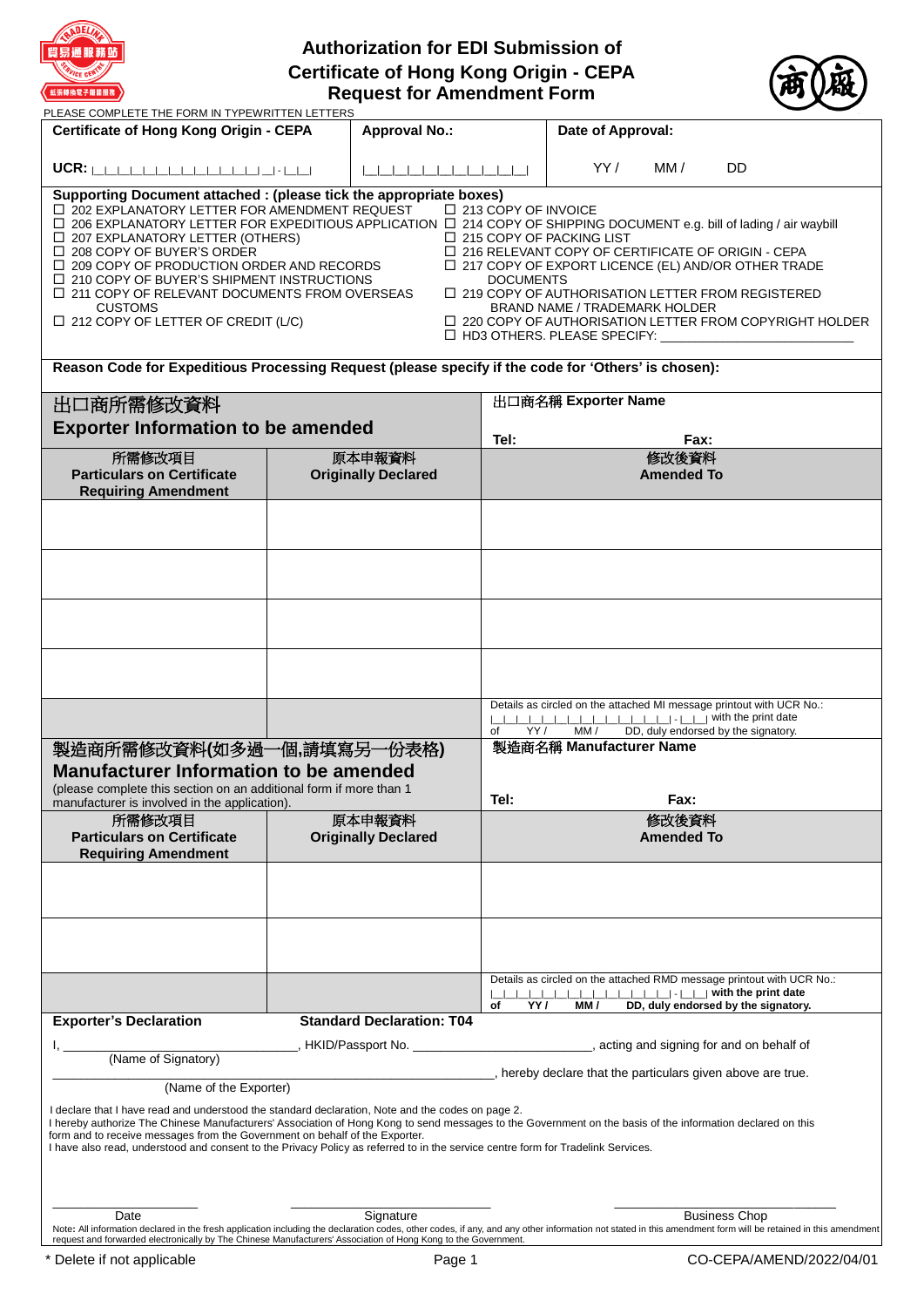# Authorization for EDI Submission of Certificate of Hong Kong Origin - CEPA Request for Amendment Form

PLEASE COMPLETE THE FORM IN TYPEWRITTEN LETTERS

| Certificate of Hong Kong Origin - CEPA | Approval No.: | Date of Approval: |
|---|---|---|
| UCR: \|_\|_\|_\|_\|_\|_\|_\|_\|_\|_\|_\|_\|_\|_\|_\|_\|-\|_\|_\| | \|_\|_\|_\|_\|_\|_\|_\|_\|_\|_\|_\|_\|_\| | YY / MM / DD |

**Supporting Document attached : (please tick the appropriate boxes)**

- ☐ 202 EXPLANATORY LETTER FOR AMENDMENT REQUEST
- ☐ 206 EXPLANATORY LETTER FOR EXPEDITIOUS PROCESSING APPLICATION
- ☐ 207 EXPLANATORY LETTER (OTHERS)
- ☐ 208 COPY OF BUYER'S ORDER
- ☐ 209 COPY OF PRODUCTION ORDER AND RECORDS
- ☐ 210 COPY OF BUYER'S SHIPMENT INSTRUCTIONS
- ☐ 211 COPY OF RELEVANT DOCUMENTS FROM OVERSEAS CUSTOMS
- ☐ 212 COPY OF LETTER OF CREDIT (L/C)
- ☐ 213 COPY OF INVOICE
- ☐ 214 COPY OF SHIPPING DOCUMENT e.g. bill of lading / air waybill
- ☐ 215 COPY OF PACKING LIST
- ☐ 216 RELEVANT COPY OF CERTIFICATE OF ORIGIN - CEPA
- ☐ 217 COPY OF EXPORT LICENCE (EL) AND/OR OTHER TRADE DOCUMENTS
- ☐ 219 COPY OF AUTHORISATION LETTER FROM REGISTERED BRAND NAME / TRADEMARK HOLDER
- ☐ 220 COPY OF AUTHORISATION LETTER FROM COPYRIGHT HOLDER
- ☐ HD3 OTHERS. PLEASE SPECIFY: ____________________

**Reason Code for Expeditious Processing Request (please specify if the code for 'Others' is chosen):**

## 出口商所需修改資料 Exporter Information to be amended

出口商名稱 **Exporter Name**

Tel: Fax:

| 所需修改項目 **Particulars on Certificate Requiring Amendment** | 原本申報資料 **Originally Declared** | 修改後資料 **Amended To** |
|---|---|---|
| | | |
| | | |
| | | |
| | | |
| | | Details as circled on the attached MI message printout with UCR No.: \|_\|_\|_\|_\|_\|_\|_\|_\|_\|_\|_\|_\|_\|_\|_\|_\|-\|_\|_\| with the print date of YY / MM / DD, duly endorsed by the signatory. |

## 製造商所需修改資料(如多過一個,請填寫另一份表格) Manufacturer Information to be amended

(please complete this section on an additional form if more than 1 manufacturer is involved in the application).

製造商名稱 **Manufacturer Name**

Tel: Fax:

| 所需修改項目 **Particulars on Certificate Requiring Amendment** | 原本申報資料 **Originally Declared** | 修改後資料 **Amended To** |
|---|---|---|
| | | |
| | | |
| | | Details as circled on the attached RMD message printout with UCR No.: \|_\|_\|_\|_\|_\|_\|_\|_\|_\|_\|_\|_\|_\|_\|_\|_\|-\|_\|_\| **with the print date of YY / MM / DD, duly endorsed by the signatory.** |

**Exporter's Declaration** **Standard Declaration: T04**

I, ______________________________ (Name of Signatory), HKID/Passport No. ________________________, acting and signing for and on behalf of

______________________________________________ (Name of the Exporter), hereby declare that the particulars given above are true.

I declare that I have read and understood the standard declaration, Note and the codes on page 2.
I hereby authorize The Chinese Manufacturers' Association of Hong Kong to send messages to the Government on the basis of the information declared on this form and to receive messages from the Government on behalf of the Exporter.
I have also read, understood and consent to the Privacy Policy as referred to in the service centre form for Tradelink Services.

________________ Date

________________________ Signature

________________________ Business Chop

Note: All information declared in the fresh application including the declaration codes, other codes, if any, and any other information not stated in this amendment form will be retained in this amendment request and forwarded electronically by The Chinese Manufacturers' Association of Hong Kong to the Government.

\* Delete if not applicable

CO-CEPA/AMEND/2022/04/01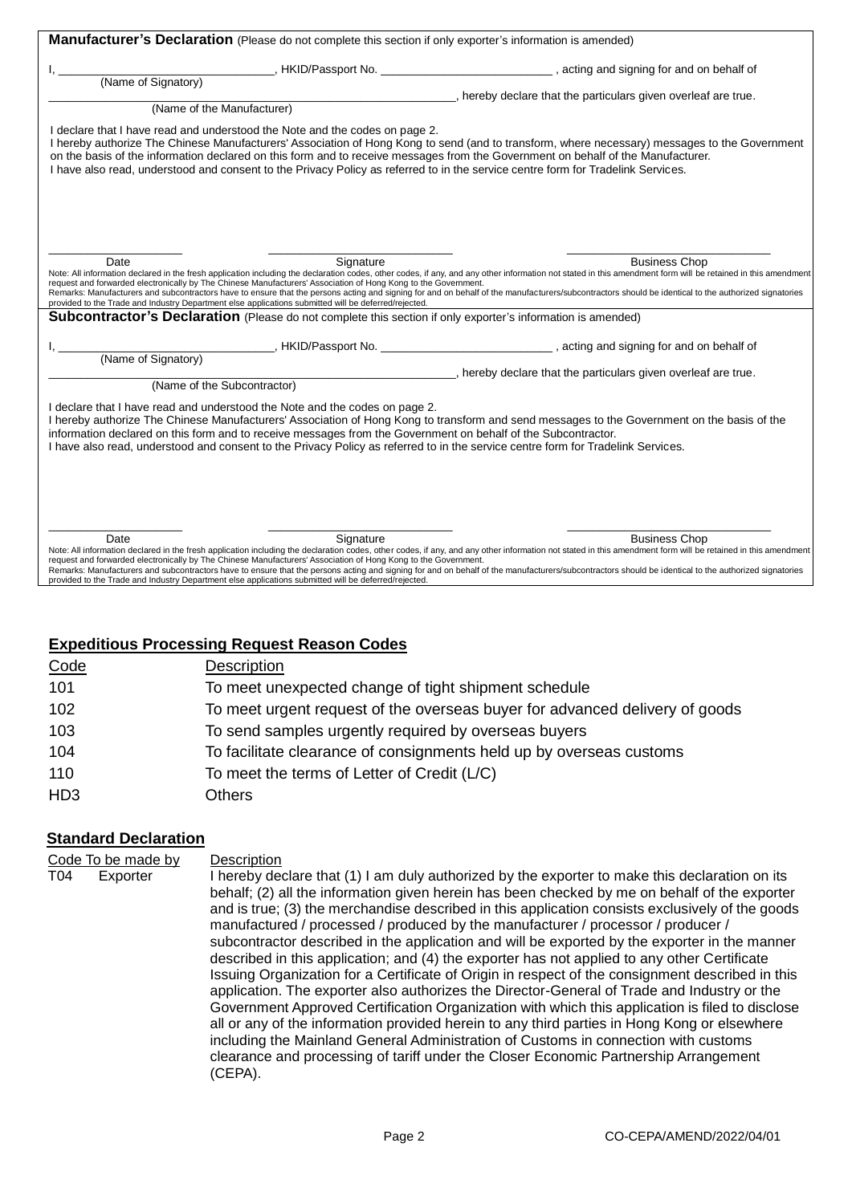**Manufacturer's Declaration** (Please do not complete this section if only exporter's information is amended)

I, ________________________________, HKID/Passport No. ___________________________ , acting and signing for and on behalf of
(Name of Signatory)

____________________________________________________________, hereby declare that the particulars given overleaf are true.
(Name of the Manufacturer)

I declare that I have read and understood the Note and the codes on page 2.
I hereby authorize The Chinese Manufacturers' Association of Hong Kong to send (and to transform, where necessary) messages to the Government on the basis of the information declared on this form and to receive messages from the Government on behalf of the Manufacturer.
I have also read, understood and consent to the Privacy Policy as referred to in the service centre form for Tradelink Services.

| ____________________ | ____________________ | ____________________ |
|---|---|---|
| Date | Signature | Business Chop |

Note: All information declared in the fresh application including the declaration codes, other codes, if any, and any other information not stated in this amendment form will be retained in this amendment request and forwarded electronically by The Chinese Manufacturers' Association of Hong Kong to the Government.
Remarks: Manufacturers and subcontractors have to ensure that the persons acting and signing for and on behalf of the manufacturers/subcontractors should be identical to the authorized signatories provided to the Trade and Industry Department else applications submitted will be deferred/rejected.

**Subcontractor's Declaration** (Please do not complete this section if only exporter's information is amended)

I, ________________________________, HKID/Passport No. ___________________________ , acting and signing for and on behalf of
(Name of Signatory)

____________________________________________________________, hereby declare that the particulars given overleaf are true.
(Name of the Subcontractor)

I declare that I have read and understood the Note and the codes on page 2.
I hereby authorize The Chinese Manufacturers' Association of Hong Kong to transform and send messages to the Government on the basis of the information declared on this form and to receive messages from the Government on behalf of the Subcontractor.
I have also read, understood and consent to the Privacy Policy as referred to in the service centre form for Tradelink Services.

| ____________________ | ____________________ | ____________________ |
|---|---|---|
| Date | Signature | Business Chop |

Note: All information declared in the fresh application including the declaration codes, other codes, if any, and any other information not stated in this amendment form will be retained in this amendment request and forwarded electronically by The Chinese Manufacturers' Association of Hong Kong to the Government.
Remarks: Manufacturers and subcontractors have to ensure that the persons acting and signing for and on behalf of the manufacturers/subcontractors should be identical to the authorized signatories provided to the Trade and Industry Department else applications submitted will be deferred/rejected.

## Expeditious Processing Request Reason Codes

| Code | Description |
|---|---|
| 101 | To meet unexpected change of tight shipment schedule |
| 102 | To meet urgent request of the overseas buyer for advanced delivery of goods |
| 103 | To send samples urgently required by overseas buyers |
| 104 | To facilitate clearance of consignments held up by overseas customs |
| 110 | To meet the terms of Letter of Credit (L/C) |
| HD3 | Others |

## Standard Declaration

| Code | To be made by | Description |
|---|---|---|
| T04 | Exporter | I hereby declare that (1) I am duly authorized by the exporter to make this declaration on its behalf; (2) all the information given herein has been checked by me on behalf of the exporter and is true; (3) the merchandise described in this application consists exclusively of the goods manufactured / processed / produced by the manufacturer / processor / producer / subcontractor described in the application and will be exported by the exporter in the manner described in this application; and (4) the exporter has not applied to any other Certificate Issuing Organization for a Certificate of Origin in respect of the consignment described in this application. The exporter also authorizes the Director-General of Trade and Industry or the Government Approved Certification Organization with which this application is filed to disclose all or any of the information provided herein to any third parties in Hong Kong or elsewhere including the Mainland General Administration of Customs in connection with customs clearance and processing of tariff under the Closer Economic Partnership Arrangement (CEPA). |

CO-CEPA/AMEND/2022/04/01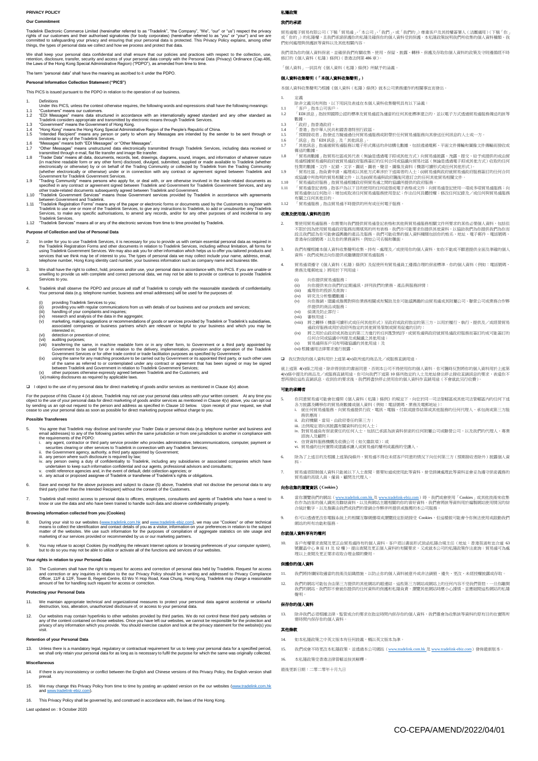# PRIVACY POLICY

## Our Commitment

Tradelink Electronic Commerce Limited (hereinafter referred to as "Tradelink", "the Company", "We", "our" or "us") respect the privacy rights of our customers and their authorised signatories (for body corporates) (hereinafter referred to as "you" or "your") and we are committed to safeguarding your privacy and ensuring that your personal data is protected. This Privacy Policy explains, among other things, the types of personal data we collect and how we process and protect that data.

We shall keep your personal data confidential and shall ensure that our policies and practices with respect to the collection, use, retention, disclosure, transfer, security and access of your personal data comply with the Personal Data (Privacy) Ordinance (Cap.486, the Laws of the Hong Kong Special Administrative Region) ("PDPO"), as amended from time to time.

The term "personal data" shall have the meaning as ascribed to it under the PDPO.

## Personal Information Collection Statement ("PICS")

This PICS is issued pursuant to the PDPO in relation to the operation of our business.

1. Definitions
Under this PICS, unless the context otherwise requires, the following words and expressions shall have the following meanings:
1.1 "Customers" means our customers.
1.2 "EDI Messages" means data structured in accordance with an internationally agreed standard and any other standard as Tradelink considers appropriate and transmitted by electronic means through Tradelink Services.
1.3 "Government" means the Government of Hong Kong.
1.4 "Hong Kong" means the Hong Kong Special Administrative Region of the People's Republic of China.
1.5 "Intended Recipient" means any person or party to whom any Messages are intended by the sender to be sent through or incidental to any of the Tradelink Services.
1.6 "Messages" means both "EDI Messages" or "Other Messages".
1.7 "Other Messages" means unstructured data electronically transmitted through Tradelink Services, including data received or transmitted through e-mail, flat file transfer and image file transfer.
1.8 "Trader Data" means all data, documents, records, text, drawings, diagrams, sound, images, and information of whatever nature (in machine readable form or any other form) disclosed, divulged, submitted, supplied or made available to Tradelink (whether electronically or otherwise) by or on behalf of the Trading Community or collected by Tradelink from the Trading Community (whether electronically or otherwise) under or in connection with any contract or agreement signed between Tradelink and Government for Tradelink Government Services.
1.9 "Trading Community" means persons who apply for, or deal with, or are otherwise involved in the trade-related documents as specified in any contract or agreement signed between Tradelink and Government for Tradelink Government Services, and any other trade-related documents subsequently agreed between Tradelink and Government.
1.10 "Tradelink Government Services" means those Government services provided by Tradelink in accordance with agreements between Government and Tradelink.
1.11 "Tradelink Registration Forms" means any of the paper or electronic forms or documents used by the Customers to register with Tradelink to use one or more of the Tradelink Services, to give any instructions to Tradelink, to add or unsubscribe any Tradelink Services, to make any specific authorisations, to amend any records, and/or for any other purposes of and incidental to any Tradelink Services.
1.12 "Tradelink Services" means all or any of the electronic services from time to time provided by Tradelink.

## Purpose of Collection and Use of Personal Data

2. In order for you to use Tradelink Services, it is necessary for you to provide us with certain essential personal data as required in the Tradelink Registration Forms and other documents in relation to Tradelink Services, including without limitation, all forms for using Tradelink Government Services. We may also ask you for other information which helps us to offer you tailored products and services that we think may be of interest to you. The types of personal data we may collect include your name, address, email, telephone number, Hong Kong identity card number, your business information such as company name and business title.

3. We shall have the right to collect, hold, process and/or use, your personal data in accordance with, this PICS. If you are unable or unwilling to provide us with complete and correct personal data, we may not be able to provide or continue to provide Tradelink Services to you.

4. Tradelink shall observe the PDPO and procure all staff of Tradelink to comply with the reasonable standards of confidentiality. Your personal data (e.g. telephone number, business and email addresses) will be used for the purposes of:

   (i) providing Tradelink Services to you;
   (ii) providing you with regular communications from us with details of our business and our products and services;
   (iii) handling of your complaints and inquiries;
   (iv) research and analysis of the data in the aggregate;
   (v) marketing, making suggestions or recommendations of goods or services provided by Tradelink or Tradelink's subsidiaries, associated companies or business partners which are relevant or helpful to your business and which you may be interested in;
   (vi) detection or prevention of crime;
   (vii) auditing purposes;
   (viii) transferring the same, in machine readable form or in any other form, to Government or a third party appointed by Government to be used for or in relation to the delivery, implementation, provision and/or operation of the Tradelink Government Services or for other trade control or trade facilitation purposes as specified by Government;
   (ix) using the same for any matching procedure to be carried out by Government or its appointed third party, or such other uses of the same as referred to or contemplated under any contract or agreement that has been signed or may be signed between Tradelink and Government in relation to Tradelink Government Services;
   (x) other purposes otherwise expressly agreed between Tradelink and the Customers; and
   (xi) making disclosures as required by applicable laws.

❑ I object to the use of my personal data for direct marketing of goods and/or services as mentioned in Clause 4(v) above.

For the purpose of this Clause 4 (v) above, Tradelink may not use your personal data unless with your written consent. At any time you object to the use of your personal data for direct marketing of goods and/or services as mentioned in Clause 4(v) above, you can opt out by sending us an opt-out request to the person and address as specified in Clause 10 below. Upon receipt of your request, we shall cease to use your personal data as soon as possible for direct marketing purpose without charge to you.

## Possible Transferees

5. You agree that Tradelink may disclose and transfer your Trader Data or personal data (e.g. telephone number and business and email addresses) to any of the following parties within the same jurisdiction or from one jurisdiction to another in compliance with the requirements of the PDPO:
   i. any agent, contractor or third party service provider who provides administrative, telecommunications, computer, payment or securities clearing or other services to Tradelink in connection with any Tradelink Services;
   ii. the Government agency, authority, a third party appointed by Government;
   iii. any person where such disclosure is required by law;
   iv. any person owing a duty of confidentiality to Tradelink, including any subsidiaries or associated companies which have undertaken to keep such information confidential and our agents, professional advisors and consultants;
   v. credit reference agencies and, in the event of default, debt collection agencies; or
   vi. any actual or proposed assignee of Tradelink or transferee of Tradelink's rights or obligations.

6. Save and except for the above purposes and subject to clause (5) above, Tradelink shall not disclose the personal data to any third party (other than the Intended Recipient) without the consent of the Customers.

7. Tradelink shall restrict access to personal data to officers, employees, consultants and agents of Tradelink who have a need to know or use the data and who have been trained to handle such data and observe confidentiality properly.

## Browsing information collected from you (Cookies)

8. During your visit to our websites (www.tradelink.com.hk and www.tradelink-ebiz.com), we may use "Cookies" or other technical means to collect the identification and contact details of you as a visitor, information on your preferences in relation to the subject matter of the websites. We use such information for the purposes of compilation of aggregate statistics on site usage and marketing of our services provided or recommended by us or our marketing partners.

9. You may refuse to accept Cookies (by modifying the relevant Internet options or browsing preferences of your computer system), but to do so you may not be able to utilize or activate all of the functions and services of our websites.

## Your rights in relation to your Personal Data

10. The Customers shall have the right to request for access and correction of personal data held by Tradelink. Request for access and correction or any inquiries in relation to the our Privacy Policy should be in writing and addressed to Privacy Compliance Officer, 11/F & 12/F, Tower B, Regent Centre, 63 Wo Yi Hop Road, Kwai Chung, Hong Kong. Tradelink may charge a reasonable amount of fee for handling such request for access or correction.

## Protecting your Personal Data

11. We maintain appropriate technical and organizational measures to protect your personal data against accidental or unlawful destruction, loss, alteration, unauthorized disclosure of, or access to your personal data.

12. Our websites may contain hyperlinks to other websites provided by third parties. We do not control these third party websites or any of the content contained on those websites. Once you have left our websites, we cannot be responsible for the protection and privacy of any information which you provide. You should exercise caution and look at the privacy statement for the website(s) you visit.

## Retention of your Personal Data

13. Unless there is a mandatory legal, regulatory or contractual requirement for us to keep your personal data for a specified period, we shall only retain your personal data for as long as is necessary to fulfil the purpose for which the same was originally collected.

## Miscellaneous

14. If there is any inconsistency or conflict between the English and Chinese versions of this Privacy Policy, the English version shall prevail.

15. We may change this Privacy Policy from time to time by posting an updated version on the our websites (www.tradelink.com.hk and www.tradelink-ebiz.com).

16. This Privacy Policy shall be governed by, and construed in accordance with, the laws of the Hong Kong.

Last updated on : 9 October 2020

# 私隱政策

## 我們的承諾

貿易通電子貿易有限公司（下稱「貿易通」、「本公司」、「我們」、或「我們的」）尊重客戶及其授權簽署人（法團適用）（下稱「你」或「你的」）的私隱權，且我們承諾保護你的私隱及確保你的個人資料受到保護。本私隱政策說明我們所收集的個人資料種類、我們如何處理與保護該等資料以及其他相關內容。

我們須為你的個人資料保密，並確保我們有關收集、使用、保留、披露、轉移、保護及存取你個人資料的政策及守則遵循經不時修訂的《個人資料（私隱）條例》（香港法例第 486 章）。

「個人資料」一詞具有《個人資料（私隱）條例》所賦予的涵義。

## 個人資料收集聲明（「個人資料收集聲明」）

本個人資料收集聲明乃根據《個人資料（私隱）條例》就本公司業務運作的相關事宜而發出。

1. 定義
除非文義另有所指，以下用詞及表述在本個人資料收集聲明具有以下涵義：
1.1 「客戶」指本公司客戶。
1.2 「EDI 訊息」指按照國際公認的標準及貿易通認為適當的任何其他標準建立的，並以電子方式透過貿易通服務傳送的該等數據。
1.3 「政府」指香港政府。
1.4 「香港」指中華人民共和國香港特別行政區。
1.5 「預期接收者」指發送方擬通過任何貿易通服務或附帶於任何貿易通服務向其發送任何訊息的人士或一方。
1.6 「訊息」指「EDI 訊息」及「其他訊息」。
1.7 「其他訊息」指通過貿易通服務以電子形式傳送的非結構化數據，包括透過電郵、平面文件傳輸和圖像文件傳輸而接收或傳送的數據。
1.8 「貿易商數據」指貿易社區或其代表（無論是透過電子形式或其他方式）向貿易通披露、洩露、提交、給予或提供的或由貿易通根據貿易通與政府就貿易通政府服務簽訂的任何合同或協議向貿易社區（無論是透過電子形式或其他方式）收取的任何性質的數據、文件、記錄、文字、圖紙、圖表、聲音、圖像及資料（機器可讀形式或任何其他形式）。
1.9 「貿易社區」指申請、處理或以其他方式牽涉於下述兩者的人士：(i)貿易通與政府就貿易通政府服務簽訂的任何合同或協議中所指明的貿易相關文件，以及(ii)貿易通與政府隨後同意訂立的任何其他貿易相關文件。
1.10 「貿易通政府服務」指貿易通根據政府與貿易通之間的協議所提供的政府服務。
1.11 「貿易通登記表格」指客戶為以下目的使用的任何紙張或電子表格或文件：向貿易通登記使用一項或多項貿易通服務；向貿易通發出任何指示；增加或取消任何貿易通服務使用登記；作出任何具體授權；修改任何記錄及／或任何與貿易通服務有關之任何其他目的。
1.12 「貿易通服務」指由貿易通不時提供的所有或任何電子服務。

## 收集及使用個人資料的目的

2. 要使用貿易通服務，你需要向我們提供貿易通登記表格和其他與貿易通服務相關文件所要求的某些必要個人資料，包括但不限於因為使用貿易通政府服務而需填寫的所有表格。我們亦可能要求你提供其他資料，以協助我們為你提供我們為你而設且我們認為你可能會感興趣的產品及服務。我們可能收集的個人資料種類包括你的姓名、地址、電子郵件、電話號碼、香港身份證號碼，以及你的業務資料，例如公司名稱和職銜。

3. 我們有權根據本個人資料收集聲明收集、持有、處理及／或使用你的個人資料。如你不能或不願意提供全面及準確的個人資料，我們或無法向你提供或繼續提供貿易通服務。

4. 貿易通須遵守《個人資料（私隱）條例》及促使所有貿易通員工遵循合理的保密標準。你的個人資料（例如：電話號碼、業務及電郵地址）將用於下列用途：

   (i) 向你提供貿易通服務；
   (ii) 向你提供來自我們的定期通訊，詳列我們的業務、產品與服務詳情；
   (iii) 處理你的投訴及查詢；
   (iv) 研究及分析整體數據；
   (v) 向你推銷、建議或推薦對與你業務相關或有幫助及你可能感興趣的由貿易通或其附屬公司、聯營公司或業務合作夥伴提供的商品或服務；
   (vi) 偵測及防止罪行；
   (vii) 審核用途；
   (viii) 將之轉移（機器可讀形式或任何其他形式）至政府或政府指定的第三方，以用於履行、執行、提供及／或經營貿易通政府服務或用於政府所指定的其他貿易管制或貿易促進的目的；
   (ix) 將之用於由政府或其指定的第三方進行的任何配對程序，或貿易通與政府就貿易通政府服務而簽訂的或可能簽訂的任何合同或協議中所提及或擬議之其他用途；
   (x) 貿易通與客戶另有明確協議的其他用途；及
   (xi) 根據適用法律要求進行披露。

❑ 我反對我的個人資料用於上述第 4(v)款所述的商品及／或服務直銷用途。

就上述第 4(v)條之用途，除非得到你的書面同意，否則本公司不得使用你的個人資料。你可隨時反對將你的個人資料用於上述第 4(v)條中提及的商品及／或服務直銷用途，你可向我們下述第 10 條所指定的人士及地址發出停止接收直銷訊息的要求，表達你不想再接收這些直銷訊息。收到你的要求後，我們將盡快停止使用你的個人資料作直銷用途（不會就此另行收費）。

## 可能的承轉者

5. 你同意貿易通可能會在遵照《個人資料（私隱）條例》的規定下，向位於同一司法管轄區或其他司法管轄區內的任何下述各方披露及轉移你的貿易商數據或個人資料（例如：電話號碼、業務及電郵地址）：
   i. 就任何貿易通服務，向貿易通提供行政、電訊、電腦、付款或證券結算或其他服務的任何代理人、承包商或第三方服務供應商；
   ii. 政府機關、當局、由政府委任的第三方；
   iii. 法例規定須向其披露有關資料的任何人士；
   iv. 對貿易通負有保密責任的任何人士，包括已承諾為該資料保密的任何附屬公司或聯營公司，以及我們的代理人、專業諮詢人及顧問；
   v. 信貸資料服務機構及收債公司（如欠繳款項）；或
   vi. 貿易通的任何實際或建議承讓人或貿易通的權利或義務的受讓人。

6. 除為了上述目的及根據上述第(5)條外，貿易通不得在未經客戶同意的情況下向任何第三方（預期接收者除外）披露個人資料。

7. 貿易通須限制個人資料只能被以下人士查閱：需要知道或使用此等資料、曾受訓練處理此等資料並會妥為遵守保密義務的貿易通的高級人員、僱員、顧問及代理人。

## 向你收集的瀏覽資訊（Cookies）

8. 當你瀏覽我們的網站（www.tradelink.com.hk 及 www.tradelink-ebiz.com）時，我們或會使用「Cookies」或其他技術來收集你作為訪客的個人識別及聯絡資料，以及與網站主題相關的你的喜好資料。我們會將該等資料用於編製網站使用情況的綜合統計數字，以及推廣由我們或我們的營銷合作夥伴所提供或推薦的本公司服務。

9. 你可以透過更改你電腦系統上的相關互聯網選項或瀏覽設定拒絕接受 Cookies，但這樣做可能會令你無法使用或啟動我們網站的所有功能和服務。

## 你就個人資料享有的權利

10. 客戶有權要求查閱及更正由貿易通持有的個人資料。客戶須以書面形式致函私隱合規主任（地址：香港葵涌和宜合道 63 號麗晶中心 B 座 11 及 12 樓），提出查閱及更正個人資料的有關要求，又或就本公司的私隱政策作出查詢。貿易通可為處理以上查閱及更正要求收取合理金額的費用。

## 保護你的個人資料

11. 我們將持續維持適當的技術及組織措施，以防止你的個人資料被意外或非法銷毀、遺失、更改、未經授權披露或存取。

12. 我們的網站可能包含由第三方提供的其他網站的超連結。這些第三方網站或網站上的任何內容不受我們管控。一旦你離開我們的網站，我們即不會就你提供的任何資料的保護和私隱負責。瀏覽其他網站時應小心謹慎，並應細閱這些網站的私隱聲明。

## 保存你的個人資料

13. 除非我們必須根據法律、監管或合約的要求在指定時間內保存你的個人資料，我們僅會為收集該等資料的原有目的在實際所需時間內保存你的個人資料。

## 其他條款

14. 如本私隱政策之中英文版本有任何歧義，概以英文版本為準。

15. 我們或會不時更改本私隱政策，並透過本公司網站（www.tradelink.com.hk 及 www.tradelink-ebiz.com）發佈最新版本。

16. 本私隱政策受香港法律管轄並按其解釋。

最後更新日期：二零二零年十月九日

CO-CEPA/AMEND/2022/04/01